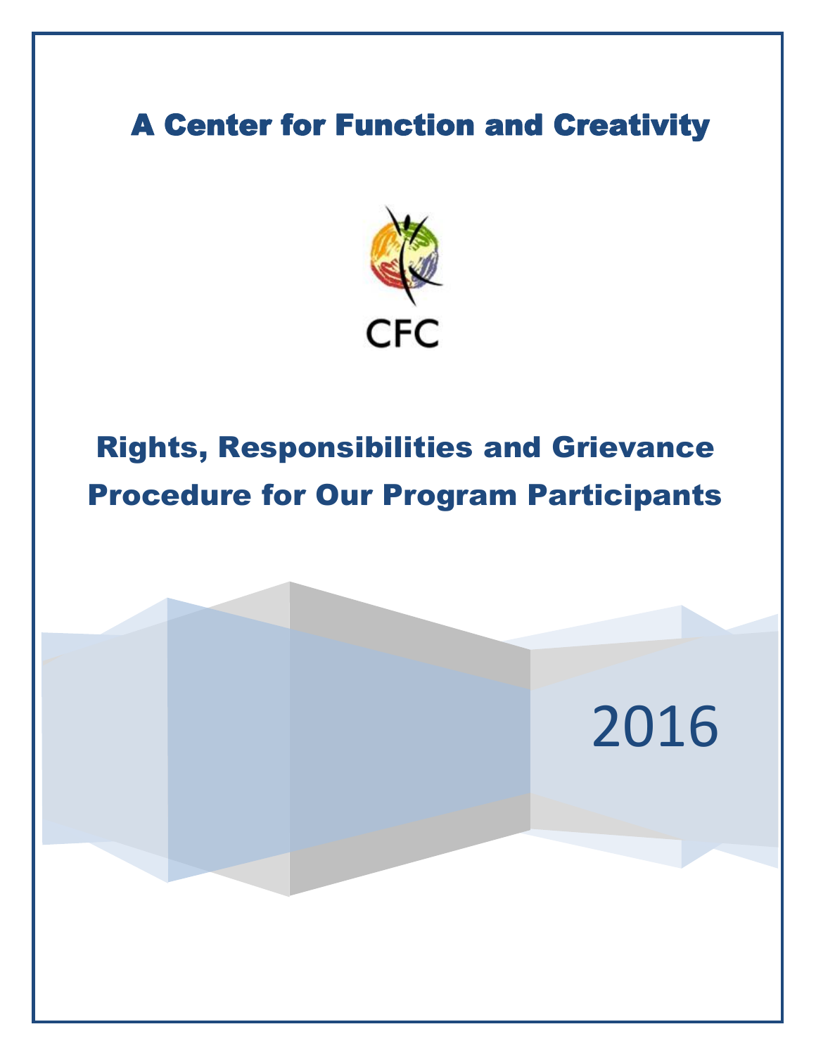# A Center for Function and Creativity

CFC

## Rights, Responsibilities and Grievance Procedure for Our Program Participants

2016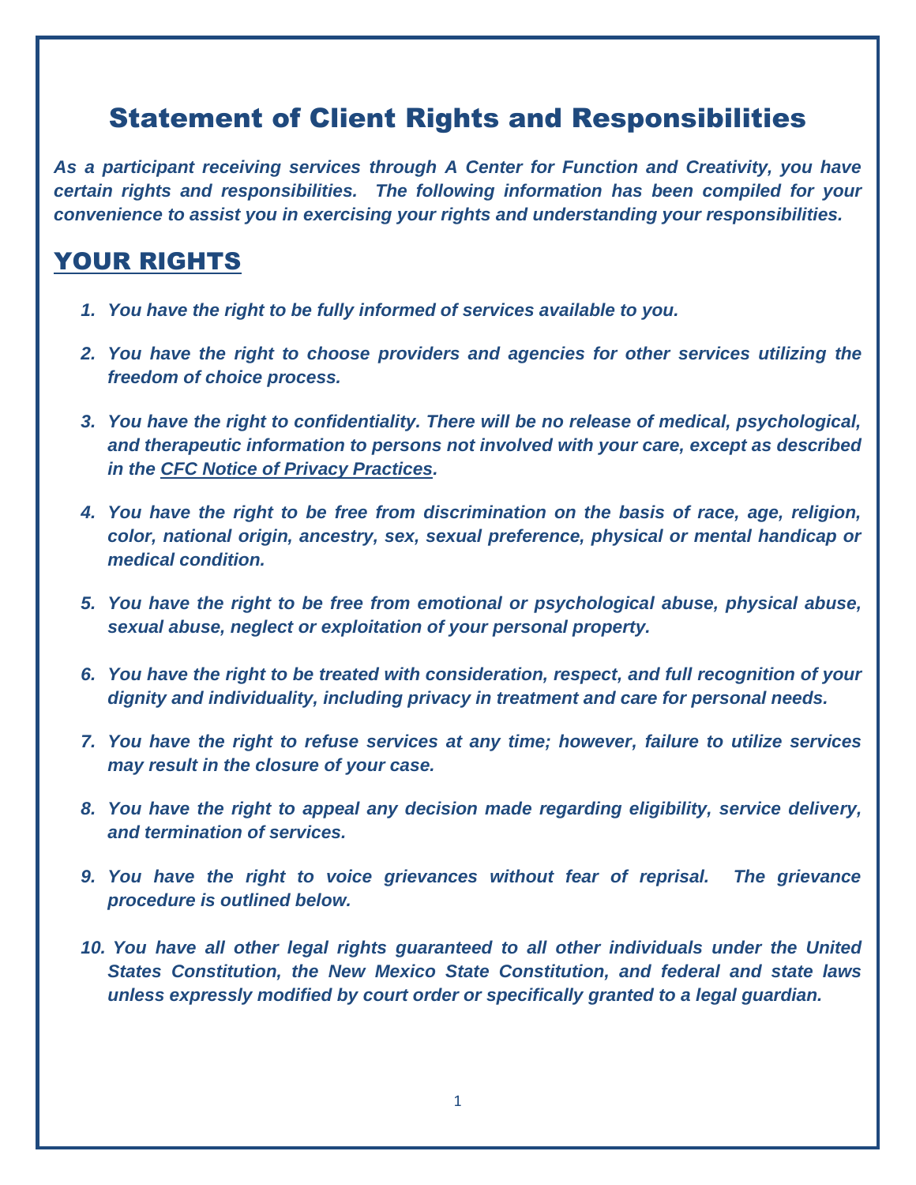# Statement of Client Rights and Responsibilities

*As a participant receiving services through A Center for Function and Creativity, you have certain rights and responsibilities. The following information has been compiled for your convenience to assist you in exercising your rights and understanding your responsibilities.*

## YOUR RIGHTS

1. ***You have the right to be fully informed of services available to you.***

2. ***You have the right to choose providers and agencies for other services utilizing the freedom of choice process.***

3. ***You have the right to confidentiality. There will be no release of medical, psychological, and therapeutic information to persons not involved with your care, except as described in the CFC Notice of Privacy Practices.***

4. ***You have the right to be free from discrimination on the basis of race, age, religion, color, national origin, ancestry, sex, sexual preference, physical or mental handicap or medical condition.***

5. ***You have the right to be free from emotional or psychological abuse, physical abuse, sexual abuse, neglect or exploitation of your personal property.***

6. ***You have the right to be treated with consideration, respect, and full recognition of your dignity and individuality, including privacy in treatment and care for personal needs.***

7. ***You have the right to refuse services at any time; however, failure to utilize services may result in the closure of your case.***

8. ***You have the right to appeal any decision made regarding eligibility, service delivery, and termination of services.***

9. ***You have the right to voice grievances without fear of reprisal. The grievance procedure is outlined below.***

10. ***You have all other legal rights guaranteed to all other individuals under the United States Constitution, the New Mexico State Constitution, and federal and state laws unless expressly modified by court order or specifically granted to a legal guardian.***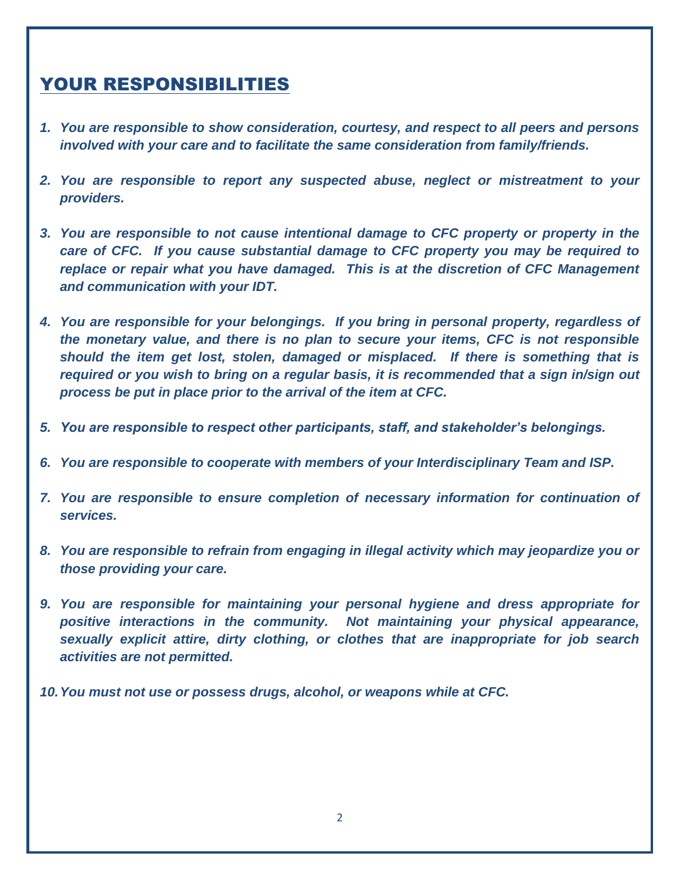## YOUR RESPONSIBILITIES

1. *You are responsible to show consideration, courtesy, and respect to all peers and persons involved with your care and to facilitate the same consideration from family/friends.*

2. *You are responsible to report any suspected abuse, neglect or mistreatment to your providers.*

3. *You are responsible to not cause intentional damage to CFC property or property in the care of CFC. If you cause substantial damage to CFC property you may be required to replace or repair what you have damaged. This is at the discretion of CFC Management and communication with your IDT.*

4. *You are responsible for your belongings. If you bring in personal property, regardless of the monetary value, and there is no plan to secure your items, CFC is not responsible should the item get lost, stolen, damaged or misplaced. If there is something that is required or you wish to bring on a regular basis, it is recommended that a sign in/sign out process be put in place prior to the arrival of the item at CFC.*

5. *You are responsible to respect other participants, staff, and stakeholder's belongings.*

6. *You are responsible to cooperate with members of your Interdisciplinary Team and ISP.*

7. *You are responsible to ensure completion of necessary information for continuation of services.*

8. *You are responsible to refrain from engaging in illegal activity which may jeopardize you or those providing your care.*

9. *You are responsible for maintaining your personal hygiene and dress appropriate for positive interactions in the community. Not maintaining your physical appearance, sexually explicit attire, dirty clothing, or clothes that are inappropriate for job search activities are not permitted.*

10. *You must not use or possess drugs, alcohol, or weapons while at CFC.*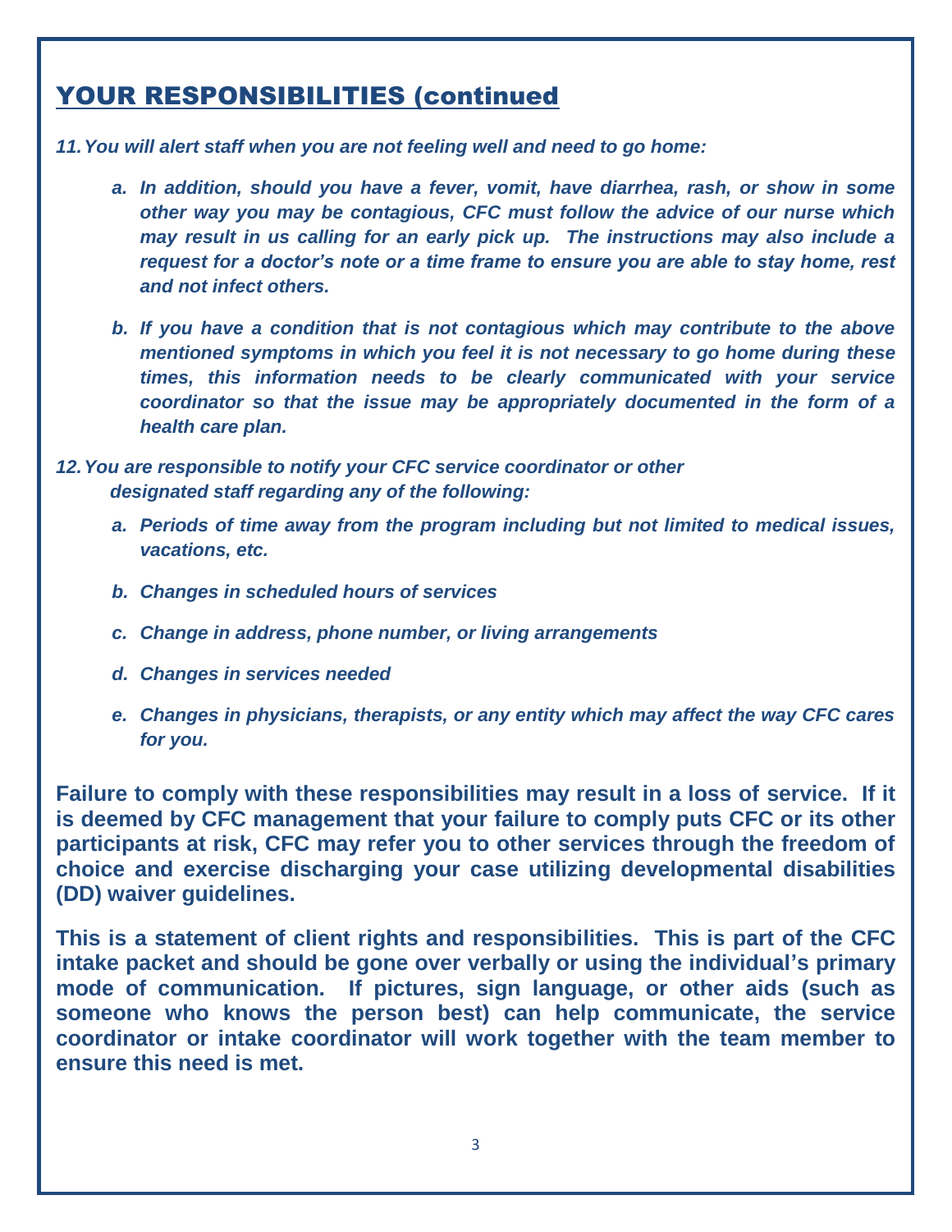## YOUR RESPONSIBILITIES (continued

*11. You will alert staff when you are not feeling well and need to go home:*

*a. In addition, should you have a fever, vomit, have diarrhea, rash, or show in some other way you may be contagious, CFC must follow the advice of our nurse which may result in us calling for an early pick up. The instructions may also include a request for a doctor's note or a time frame to ensure you are able to stay home, rest and not infect others.*

*b. If you have a condition that is not contagious which may contribute to the above mentioned symptoms in which you feel it is not necessary to go home during these times, this information needs to be clearly communicated with your service coordinator so that the issue may be appropriately documented in the form of a health care plan.*

*12. You are responsible to notify your CFC service coordinator or other designated staff regarding any of the following:*

*a. Periods of time away from the program including but not limited to medical issues, vacations, etc.*

*b. Changes in scheduled hours of services*

*c. Change in address, phone number, or living arrangements*

*d. Changes in services needed*

*e. Changes in physicians, therapists, or any entity which may affect the way CFC cares for you.*

**Failure to comply with these responsibilities may result in a loss of service. If it is deemed by CFC management that your failure to comply puts CFC or its other participants at risk, CFC may refer you to other services through the freedom of choice and exercise discharging your case utilizing developmental disabilities (DD) waiver guidelines.**

**This is a statement of client rights and responsibilities. This is part of the CFC intake packet and should be gone over verbally or using the individual's primary mode of communication. If pictures, sign language, or other aids (such as someone who knows the person best) can help communicate, the service coordinator or intake coordinator will work together with the team member to ensure this need is met.**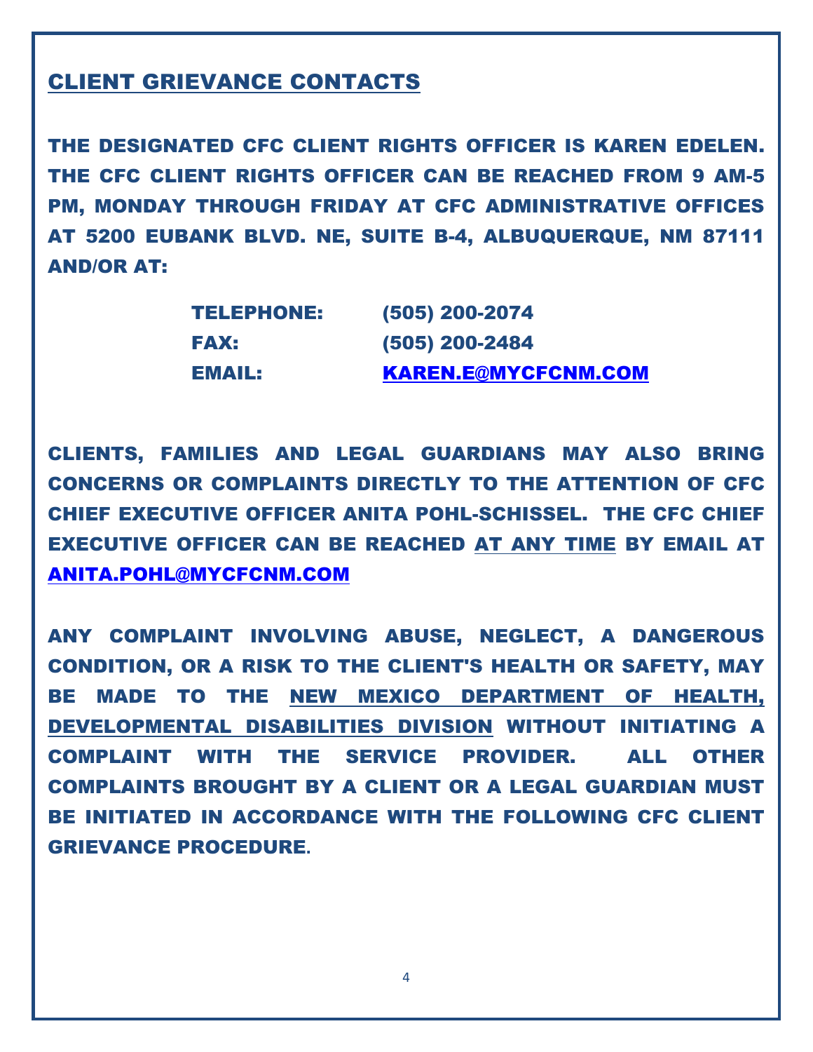## CLIENT GRIEVANCE CONTACTS

**THE DESIGNATED CFC CLIENT RIGHTS OFFICER IS KAREN EDELEN. THE CFC CLIENT RIGHTS OFFICER CAN BE REACHED FROM 9 AM-5 PM, MONDAY THROUGH FRIDAY AT CFC ADMINISTRATIVE OFFICES AT 5200 EUBANK BLVD. NE, SUITE B-4, ALBUQUERQUE, NM 87111 AND/OR AT:**

| | |
|---|---|
| **TELEPHONE:** | **(505) 200-2074** |
| **FAX:** | **(505) 200-2484** |
| **EMAIL:** | **KAREN.E@MYCFCNM.COM** |

**CLIENTS, FAMILIES AND LEGAL GUARDIANS MAY ALSO BRING CONCERNS OR COMPLAINTS DIRECTLY TO THE ATTENTION OF CFC CHIEF EXECUTIVE OFFICER ANITA POHL-SCHISSEL. THE CFC CHIEF EXECUTIVE OFFICER CAN BE REACHED <u>AT ANY TIME</u> BY EMAIL AT ANITA.POHL@MYCFCNM.COM**

**ANY COMPLAINT INVOLVING ABUSE, NEGLECT, A DANGEROUS CONDITION, OR A RISK TO THE CLIENT'S HEALTH OR SAFETY, MAY BE MADE TO THE <u>NEW MEXICO DEPARTMENT OF HEALTH, DEVELOPMENTAL DISABILITIES DIVISION</u> WITHOUT INITIATING A COMPLAINT WITH THE SERVICE PROVIDER. ALL OTHER COMPLAINTS BROUGHT BY A CLIENT OR A LEGAL GUARDIAN MUST BE INITIATED IN ACCORDANCE WITH THE FOLLOWING CFC CLIENT GRIEVANCE PROCEDURE.**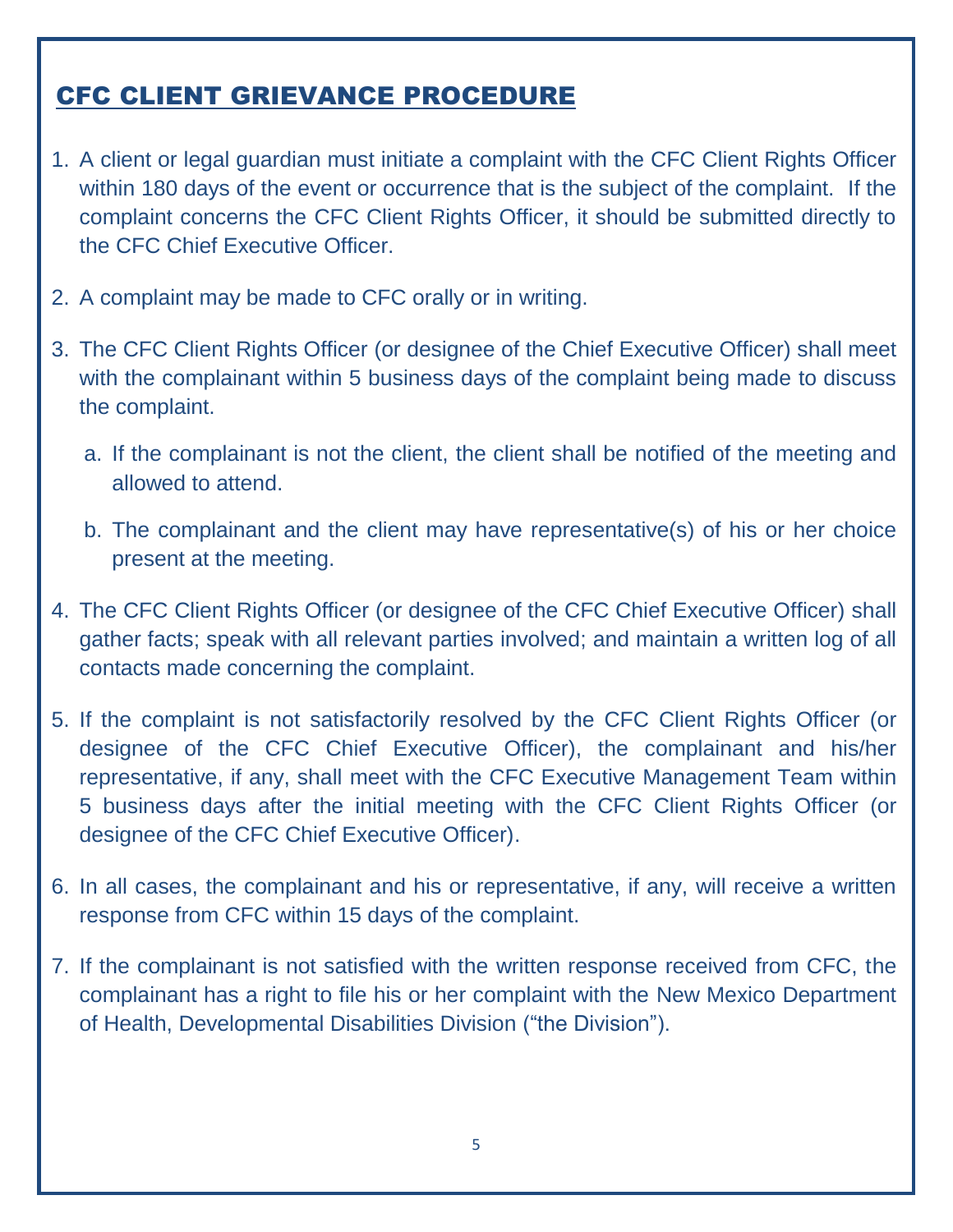## CFC CLIENT GRIEVANCE PROCEDURE

1. A client or legal guardian must initiate a complaint with the CFC Client Rights Officer within 180 days of the event or occurrence that is the subject of the complaint. If the complaint concerns the CFC Client Rights Officer, it should be submitted directly to the CFC Chief Executive Officer.
2. A complaint may be made to CFC orally or in writing.
3. The CFC Client Rights Officer (or designee of the Chief Executive Officer) shall meet with the complainant within 5 business days of the complaint being made to discuss the complaint.
   a. If the complainant is not the client, the client shall be notified of the meeting and allowed to attend.
   b. The complainant and the client may have representative(s) of his or her choice present at the meeting.
4. The CFC Client Rights Officer (or designee of the CFC Chief Executive Officer) shall gather facts; speak with all relevant parties involved; and maintain a written log of all contacts made concerning the complaint.
5. If the complaint is not satisfactorily resolved by the CFC Client Rights Officer (or designee of the CFC Chief Executive Officer), the complainant and his/her representative, if any, shall meet with the CFC Executive Management Team within 5 business days after the initial meeting with the CFC Client Rights Officer (or designee of the CFC Chief Executive Officer).
6. In all cases, the complainant and his or representative, if any, will receive a written response from CFC within 15 days of the complaint.
7. If the complainant is not satisfied with the written response received from CFC, the complainant has a right to file his or her complaint with the New Mexico Department of Health, Developmental Disabilities Division ("the Division").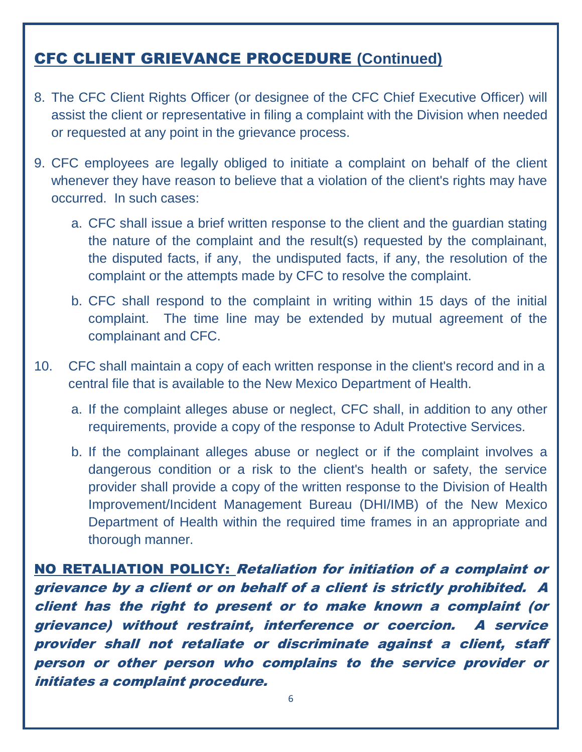## CFC CLIENT GRIEVANCE PROCEDURE (Continued)

8. The CFC Client Rights Officer (or designee of the CFC Chief Executive Officer) will assist the client or representative in filing a complaint with the Division when needed or requested at any point in the grievance process.

9. CFC employees are legally obliged to initiate a complaint on behalf of the client whenever they have reason to believe that a violation of the client's rights may have occurred. In such cases:

    a. CFC shall issue a brief written response to the client and the guardian stating the nature of the complaint and the result(s) requested by the complainant, the disputed facts, if any, the undisputed facts, if any, the resolution of the complaint or the attempts made by CFC to resolve the complaint.

    b. CFC shall respond to the complaint in writing within 15 days of the initial complaint. The time line may be extended by mutual agreement of the complainant and CFC.

10. CFC shall maintain a copy of each written response in the client's record and in a central file that is available to the New Mexico Department of Health.

    a. If the complaint alleges abuse or neglect, CFC shall, in addition to any other requirements, provide a copy of the response to Adult Protective Services.

    b. If the complainant alleges abuse or neglect or if the complaint involves a dangerous condition or a risk to the client's health or safety, the service provider shall provide a copy of the written response to the Division of Health Improvement/Incident Management Bureau (DHI/IMB) of the New Mexico Department of Health within the required time frames in an appropriate and thorough manner.

**NO RETALIATION POLICY:** ***Retaliation for initiation of a complaint or grievance by a client or on behalf of a client is strictly prohibited. A client has the right to present or to make known a complaint (or grievance) without restraint, interference or coercion. A service provider shall not retaliate or discriminate against a client, staff person or other person who complains to the service provider or initiates a complaint procedure.***